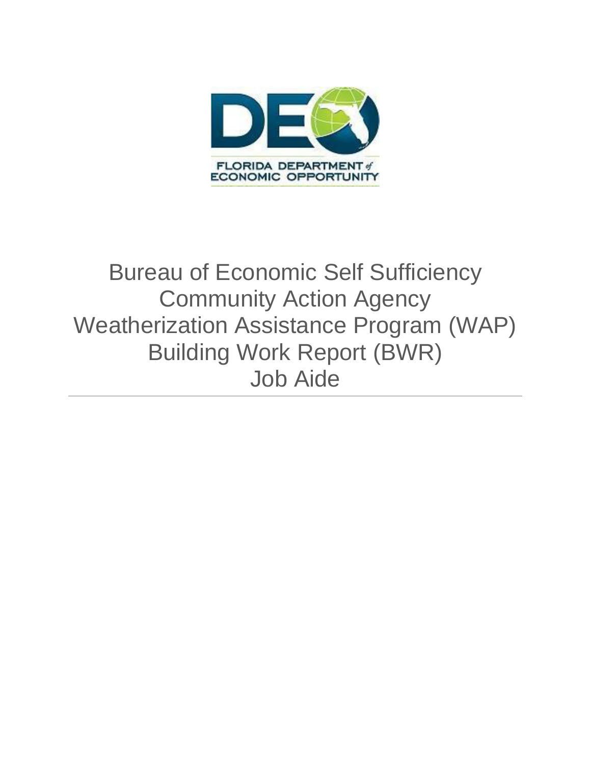FLORIDA DEPARTMENT of ECONOMIC OPPORTUNITY

# Bureau of Economic Self Sufficiency
# Community Action Agency
# Weatherization Assistance Program (WAP)
# Building Work Report (BWR)
# Job Aide

---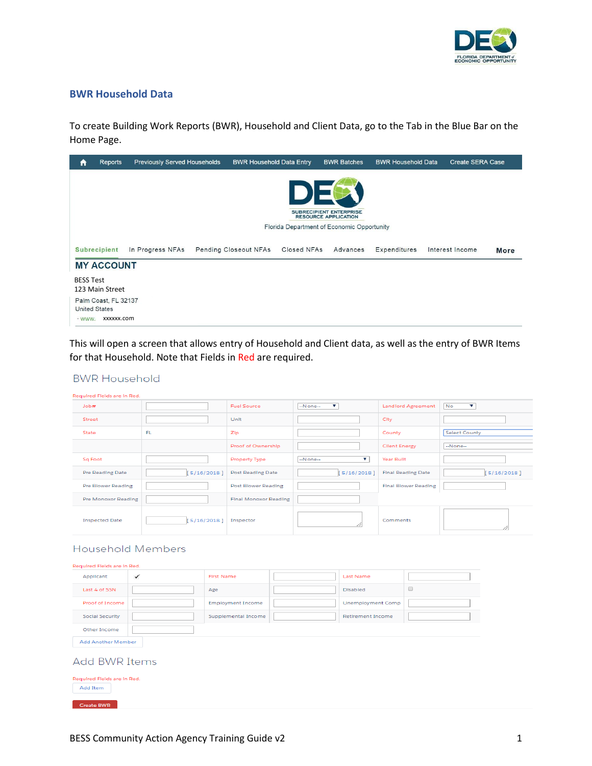## BWR Household Data

To create Building Work Reports (BWR), Household and Client Data, go to the Tab in the Blue Bar on the Home Page.

Reports | Previously Served Households | BWR Household Data Entry | BWR Batches | BWR Household Data | Create SERA Case

SUBRECIPIENT ENTERPRISE RESOURCE APPLICATION

Florida Department of Economic Opportunity

Subrecipient | In Progress NFAs | Pending Closeout NFAs | Closed NFAs | Advances | Expenditures | Interest Income | More

**MY ACCOUNT**

BESS Test
123 Main Street
Palm Coast, FL 32137
United States
www. xxxxxx.com

This will open a screen that allows entry of Household and Client data, as well as the entry of BWR Items for that Household. Note that Fields in Red are required.

### BWR Household

Required Fields are in Red.

| | | | | | |
|---|---|---|---|---|---|
| Job# | | Fuel Source | --None-- | Landlord Agreement | No |
| Street | | Unit | | City | |
| State | FL | Zip | | County | Select County |
| | | Proof of Ownership | | Client Energy | --None-- |
| Sq Foot | | Property Type | --None-- | Year Built | |
| Pre Reading Date | [ 5/16/2018 ] | Post Reading Date | [ 5/16/2018 ] | Final Reading Date | [ 5/16/2018 ] |
| Pre Blower Reading | | Post Blower Reading | | Final Blower Reading | |
| Pre Monoxor Reading | | Final Monoxor Reading | | | |
| Inspected Date | [ 5/16/2018 ] | Inspector | | Comments | |

### Household Members

Required Fields are in Red.

| | | | | | |
|---|---|---|---|---|---|
| Applicant | ✓ | First Name | | Last Name | |
| Last 4 of SSN | | Age | | Disabled | |
| Proof of Income | | Employment Income | | Unemployment Comp | |
| Social Security | | Supplemental Income | | Retirement Income | |
| Other Income | | | | | |

Add Another Member

### Add BWR Items

Required Fields are in Red.

Add Item

Create BWR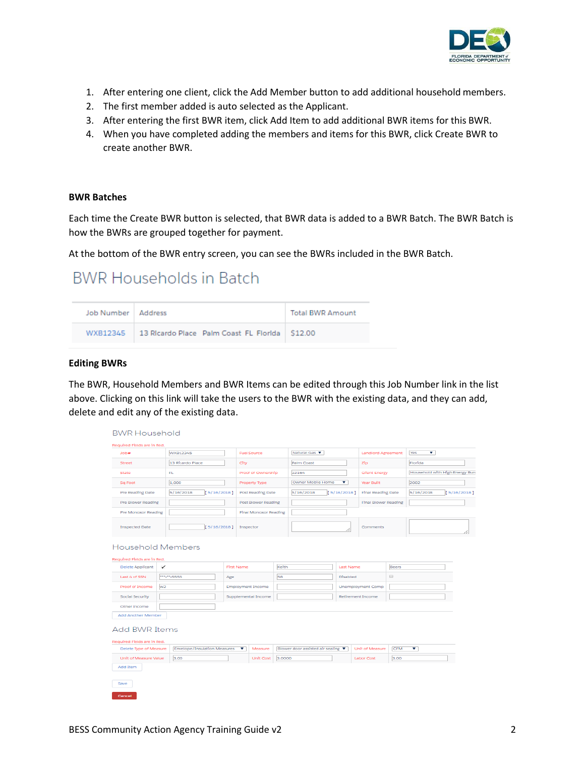1. After entering one client, click the Add Member button to add additional household members.
2. The first member added is auto selected as the Applicant.
3. After entering the first BWR item, click Add Item to add additional BWR items for this BWR.
4. When you have completed adding the members and items for this BWR, click Create BWR to create another BWR.

### BWR Batches

Each time the Create BWR button is selected, that BWR data is added to a BWR Batch. The BWR Batch is how the BWRs are grouped together for payment.

At the bottom of the BWR entry screen, you can see the BWRs included in the BWR Batch.

## BWR Households in Batch

| Job Number | Address | Total BWR Amount |
|---|---|---|
| WXB12345 | 13 Ricardo Place Palm Coast FL Florida | $12.00 |

### Editing BWRs

The BWR, Household Members and BWR Items can be edited through this Job Number link in the list above. Clicking on this link will take the users to the BWR with the existing data, and they can add, delete and edit any of the existing data.

BWR Household

Required Fields are in Red.

| | | | | | |
|---|---|---|---|---|---|
| Job# | WXB12345 | Fuel Source | Natural Gas | Landlord Agreement | Yes |
| Street | 13 Ricardo Place | City | Palm Coast | Zip | Florida |
| State | FL | Proof of Ownership | 22164 | Client Energy | Household with High Energy Bur |
| Sq Foot | 1,000 | Property Type | Owner Mobile Home | Year Built | 2002 |
| Pre Reading Date | 5/16/2018 [ 5/16/2018 ] | Post Reading Date | 5/16/2018 [ 5/16/2018 ] | Final Reading Date | 5/16/2018 [ 5/16/2018 ] |
| Pre Blower Reading | | Post Blower Reading | | Final Blower Reading | |
| Pre Monoxor Reading | | Final Monoxor Reading | | | |
| Inspected Date | [ 5/16/2018 ] | Inspector | | Comments | |

Household Members

Required Fields are in Red.

| | | | | | |
|---|---|---|---|---|---|
| Delete Applicant | ✔ | First Name | Keith | Last Name | Beers |
| Last 4 of SSN | ***-**-5555 | Age | 58 | Disabled | |
| Proof of Income | W2 | Employment Income | | Unemployment Comp | |
| Social Security | | Supplemental Income | | Retirement Income | |
| Other Income | | | | | |

Add Another Member

Add BWR Items

Required Fields are in Red.

| | | | | | |
|---|---|---|---|---|---|
| Delete Type of Measure | Envelope/Insulation Measures | Measure | Blower door assisted air sealing | Unit of Measure | CFM |
| Unit of Measure Value | 3.00 | Unit Cost | 3.0000 | Labor Cost | 3.00 |

Add Item

Save

Cancel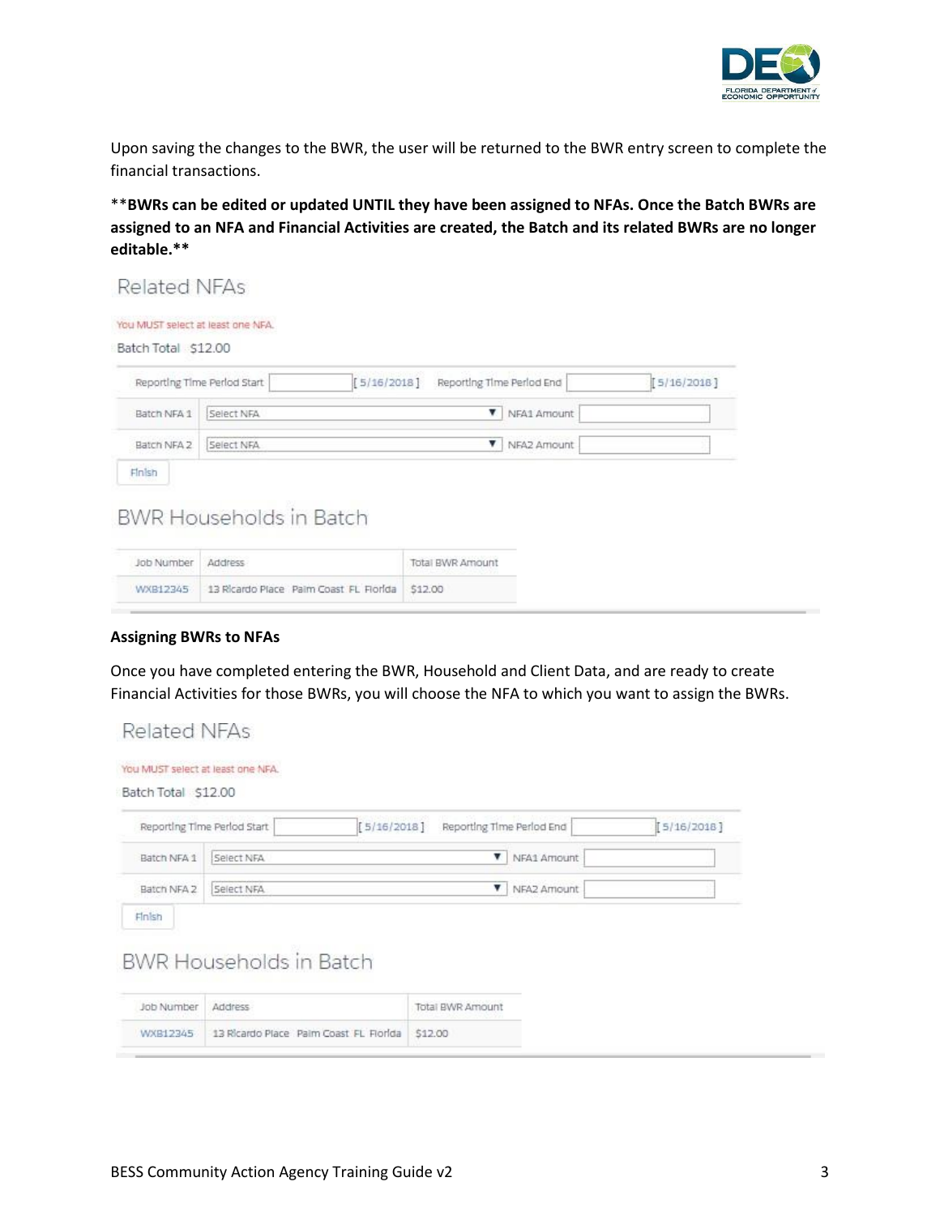Upon saving the changes to the BWR, the user will be returned to the BWR entry screen to complete the financial transactions.

****BWRs can be edited or updated UNTIL they have been assigned to NFAs. Once the Batch BWRs are assigned to an NFA and Financial Activities are created, the Batch and its related BWRs are no longer editable.****

## Related NFAs

You MUST select at least one NFA.

Batch Total $12.00

| Reporting Time Period Start | [ 5/16/2018 ] | Reporting Time Period End | [ 5/16/2018 ] |
|---|---|---|---|
| Batch NFA 1 | Select NFA | NFA1 Amount | |
| Batch NFA 2 | Select NFA | NFA2 Amount | |

Finish

## BWR Households in Batch

| Job Number | Address | Total BWR Amount |
|---|---|---|
| WXB12345 | 13 Ricardo Place Palm Coast FL Florida | $12.00 |

**Assigning BWRs to NFAs**

Once you have completed entering the BWR, Household and Client Data, and are ready to create Financial Activities for those BWRs, you will choose the NFA to which you want to assign the BWRs.

## Related NFAs

You MUST select at least one NFA.

Batch Total $12.00

| Reporting Time Period Start | [ 5/16/2018 ] | Reporting Time Period End | [ 5/16/2018 ] |
|---|---|---|---|
| Batch NFA 1 | Select NFA | NFA1 Amount | |
| Batch NFA 2 | Select NFA | NFA2 Amount | |

Finish

## BWR Households in Batch

| Job Number | Address | Total BWR Amount |
|---|---|---|
| WXB12345 | 13 Ricardo Place Palm Coast FL Florida | $12.00 |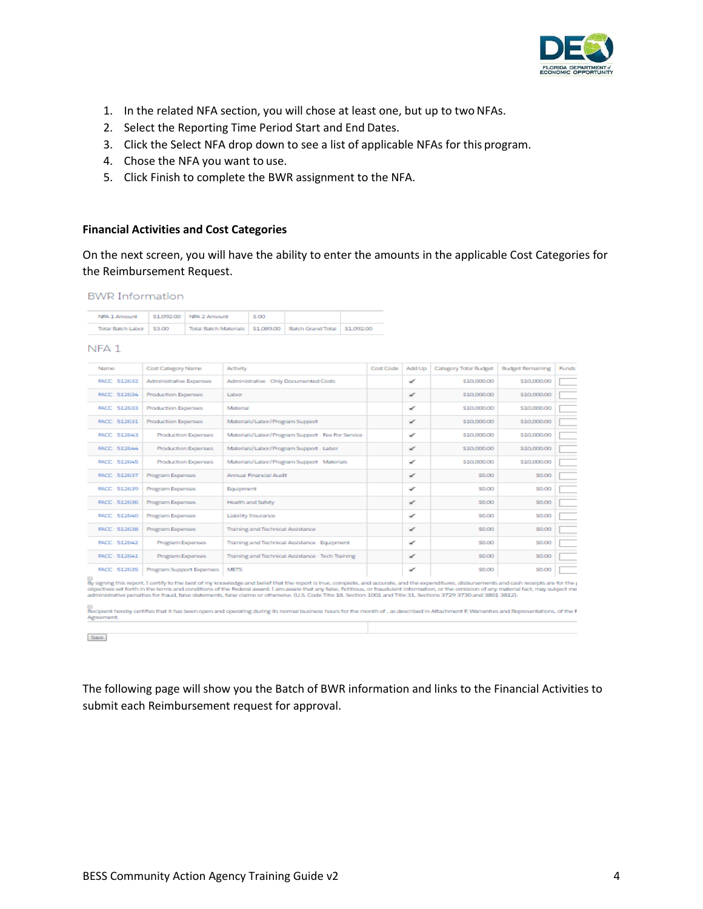1. In the related NFA section, you will chose at least one, but up to two NFAs.
2. Select the Reporting Time Period Start and End Dates.
3. Click the Select NFA drop down to see a list of applicable NFAs for this program.
4. Chose the NFA you want to use.
5. Click Finish to complete the BWR assignment to the NFA.

**Financial Activities and Cost Categories**

On the next screen, you will have the ability to enter the amounts in the applicable Cost Categories for the Reimbursement Request.

BWR Information

| NFA 1 Amount | $1,092.00 | NFA 2 Amount | $.00 | | |
|---|---|---|---|---|---|
| Total Batch Labor | $3.00 | Total Batch Materials | $1,089.00 | Batch Grand Total | $1,092.00 |

NFA 1

| Name | Cost Category Name | Activity | Cost Code | Add Up | Category Total Budget | Budget Remaining | Funds |
|---|---|---|---|---|---|---|---|
| FACC 512632 | Administrative Expenses | Administrative - Only Documented Costs | | ✔ | $10,000.00 | $10,000.00 | |
| FACC 512634 | Production Expenses | Labor | | ✔ | $10,000.00 | $10,000.00 | |
| FACC 512633 | Production Expenses | Material | | ✔ | $10,000.00 | $10,000.00 | |
| FACC 512631 | Production Expenses | Materials/Labor/Program Support | | ✔ | $10,000.00 | $10,000.00 | |
| FACC 512643 | Production Expenses | Materials/Labor/Program Support - Fee For Service | | ✔ | $10,000.00 | $10,000.00 | |
| FACC 512644 | Production Expenses | Materials/Labor/Program Support - Labor | | ✔ | $10,000.00 | $10,000.00 | |
| FACC 512645 | Production Expenses | Materials/Labor/Program Support - Materials | | ✔ | $10,000.00 | $10,000.00 | |
| FACC 512637 | Program Expenses | Annual Financial Audit | | ✔ | $0.00 | $0.00 | |
| FACC 512639 | Program Expenses | Equipment | | ✔ | $0.00 | $0.00 | |
| FACC 512636 | Program Expenses | Health and Safety | | ✔ | $0.00 | $0.00 | |
| FACC 512640 | Program Expenses | Liability Insurance | | ✔ | $0.00 | $0.00 | |
| FACC 512638 | Program Expenses | Training and Technical Assistance | | ✔ | $0.00 | $0.00 | |
| FACC 512642 | Program Expenses | Training and Technical Assistance - Equipment | | ✔ | $0.00 | $0.00 | |
| FACC 512641 | Program Expenses | Training and Technical Assistance - Tech Training | | ✔ | $0.00 | $0.00 | |
| FACC 512635 | Program Support Expenses | METS | | ✔ | $0.00 | $0.00 | |

☐ By signing this report, I certify to the best of my knowledge and belief that the report is true, complete, and accurate, and the expenditures, disbursements and cash receipts are for the purposes and objectives set forth in the terms and conditions of the Federal award. I am aware that any false, fictitious, or fraudulent information, or the omission of any material fact, may subject me to criminal, civil or administrative penalties for fraud, false statements, false claims or otherwise. (U.S. Code Title 18, Section 1001 and Title 31, Sections 3729-3730 and 3801-3812).

☐ Recipient hereby certifies that it has been open and operating during its normal business hours for the month of , as described in Attachment F, Warranties and Representations, of the F Agreement.

Save

The following page will show you the Batch of BWR information and links to the Financial Activities to submit each Reimbursement request for approval.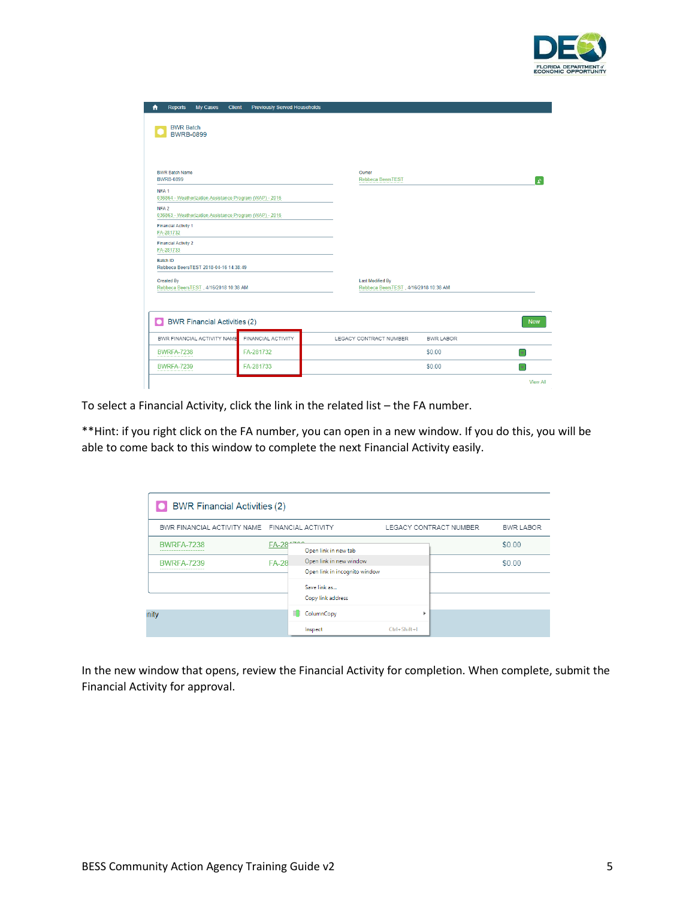To select a Financial Activity, click the link in the related list – the FA number.

**Hint: if you right click on the FA number, you can open in a new window. If you do this, you will be able to come back to this window to complete the next Financial Activity easily.

In the new window that opens, review the Financial Activity for completion. When complete, submit the Financial Activity for approval.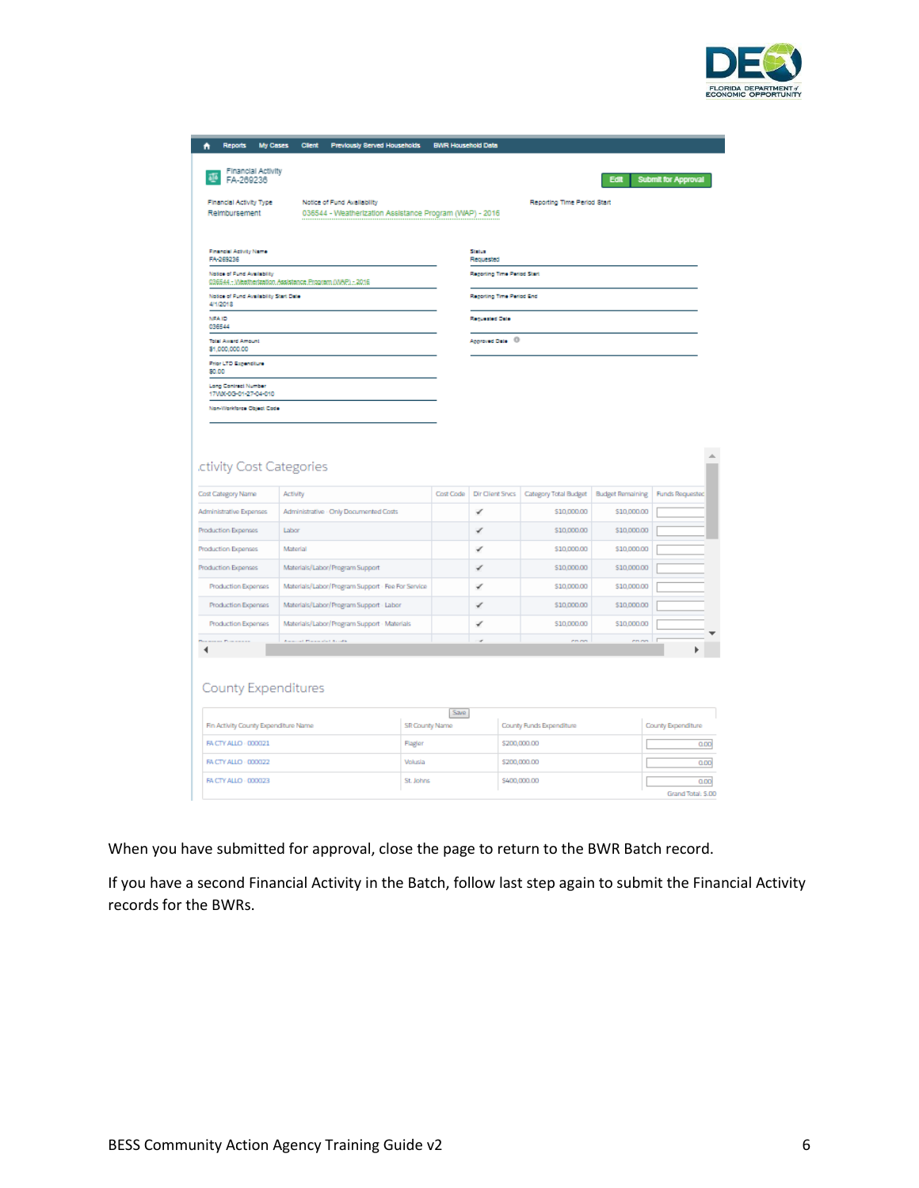When you have submitted for approval, close the page to return to the BWR Batch record.

If you have a second Financial Activity in the Batch, follow last step again to submit the Financial Activity records for the BWRs.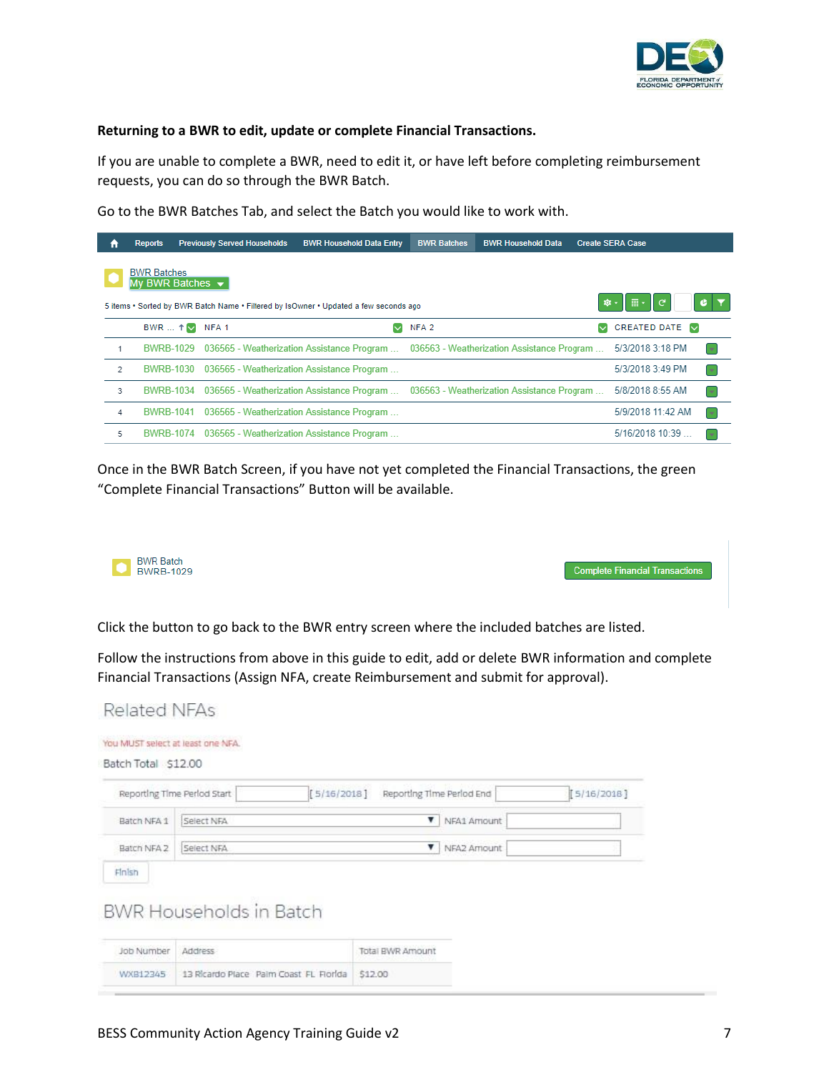**Returning to a BWR to edit, update or complete Financial Transactions.**

If you are unable to complete a BWR, need to edit it, or have left before completing reimbursement requests, you can do so through the BWR Batch.

Go to the BWR Batches Tab, and select the Batch you would like to work with.

Reports | Previously Served Households | BWR Household Data Entry | BWR Batches | BWR Household Data | Create SERA Case

BWR Batches
My BWR Batches

5 items • Sorted by BWR Batch Name • Filtered by IsOwner • Updated a few seconds ago

| | BWR ... | NFA 1 | NFA 2 | CREATED DATE |
|---|---|---|---|---|
| 1 | BWRB-1029 | 036565 - Weatherization Assistance Program ... | 036563 - Weatherization Assistance Program ... | 5/3/2018 3:18 PM |
| 2 | BWRB-1030 | 036565 - Weatherization Assistance Program ... | | 5/3/2018 3:49 PM |
| 3 | BWRB-1034 | 036565 - Weatherization Assistance Program ... | 036563 - Weatherization Assistance Program ... | 5/8/2018 8:55 AM |
| 4 | BWRB-1041 | 036565 - Weatherization Assistance Program ... | | 5/9/2018 11:42 AM |
| 5 | BWRB-1074 | 036565 - Weatherization Assistance Program ... | | 5/16/2018 10:39 ... |

Once in the BWR Batch Screen, if you have not yet completed the Financial Transactions, the green "Complete Financial Transactions" Button will be available.

BWR Batch
BWRB-1029

Complete Financial Transactions

Click the button to go back to the BWR entry screen where the included batches are listed.

Follow the instructions from above in this guide to edit, add or delete BWR information and complete Financial Transactions (Assign NFA, create Reimbursement and submit for approval).

Related NFAs

You MUST select at least one NFA.

Batch Total $12.00

| | | | |
|---|---|---|---|
| Reporting Time Period Start | [ 5/16/2018 ] | Reporting Time Period End | [ 5/16/2018 ] |
| Batch NFA 1 | Select NFA | NFA1 Amount | |
| Batch NFA 2 | Select NFA | NFA2 Amount | |

Finish

BWR Households in Batch

| Job Number | Address | Total BWR Amount |
|---|---|---|
| WXB12345 | 13 Ricardo Place Palm Coast FL Florida | $12.00 |